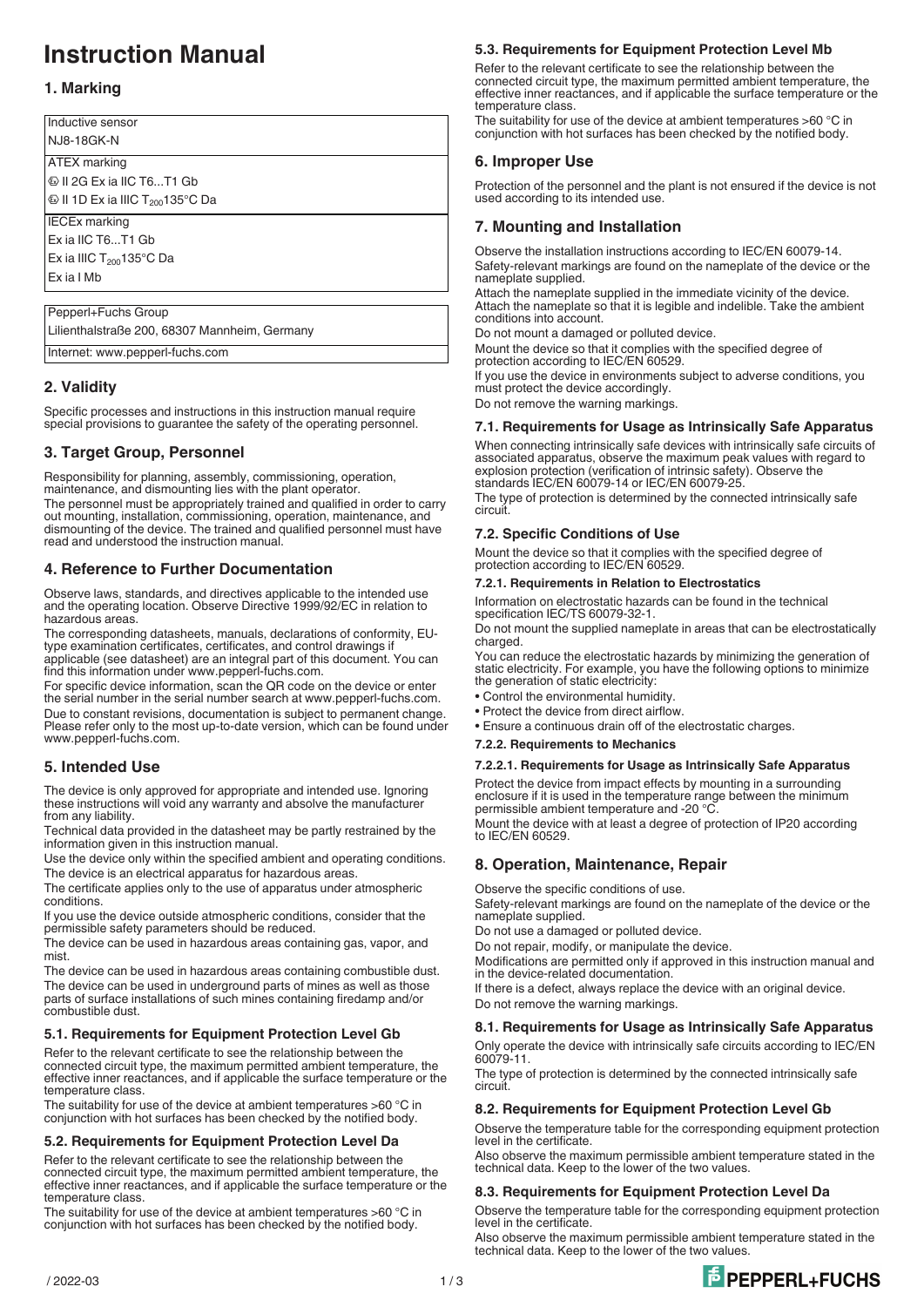# Instruction Manual

## 1. Marking

| Inductive sensor |
|---|
| NJ8-18GK-N |
| ATEX marking |
| ⓔ II 2G Ex ia IIC T6...T1 Gb |
| ⓔ II 1D Ex ia IIIC $T_{200}$135°C Da |
| IECEx marking |
| Ex ia IIC T6...T1 Gb |
| Ex ia IIIC $T_{200}$135°C Da |
| Ex ia I Mb |

| Pepperl+Fuchs Group |
|---|
| Lilienthalstraße 200, 68307 Mannheim, Germany |
| Internet: www.pepperl-fuchs.com |

## 2. Validity

Specific processes and instructions in this instruction manual require special provisions to guarantee the safety of the operating personnel.

## 3. Target Group, Personnel

Responsibility for planning, assembly, commissioning, operation, maintenance, and dismounting lies with the plant operator.

The personnel must be appropriately trained and qualified in order to carry out mounting, installation, commissioning, operation, maintenance, and dismounting of the device. The trained and qualified personnel must have read and understood the instruction manual.

## 4. Reference to Further Documentation

Observe laws, standards, and directives applicable to the intended use and the operating location. Observe Directive 1999/92/EC in relation to hazardous areas.

The corresponding datasheets, manuals, declarations of conformity, EU-type examination certificates, certificates, and control drawings if applicable (see datasheet) are an integral part of this document. You can find this information under www.pepperl-fuchs.com.

For specific device information, scan the QR code on the device or enter the serial number in the serial number search at www.pepperl-fuchs.com.

Due to constant revisions, documentation is subject to permanent change. Please refer only to the most up-to-date version, which can be found under www.pepperl-fuchs.com.

## 5. Intended Use

The device is only approved for appropriate and intended use. Ignoring these instructions will void any warranty and absolve the manufacturer from any liability.

Technical data provided in the datasheet may be partly restrained by the information given in this instruction manual.

Use the device only within the specified ambient and operating conditions.

The device is an electrical apparatus for hazardous areas.

The certificate applies only to the use of apparatus under atmospheric conditions.

If you use the device outside atmospheric conditions, consider that the permissible safety parameters should be reduced.

The device can be used in hazardous areas containing gas, vapor, and mist.

The device can be used in hazardous areas containing combustible dust.

The device can be used in underground parts of mines as well as those parts of surface installations of such mines containing firedamp and/or combustible dust.

### 5.1. Requirements for Equipment Protection Level Gb

Refer to the relevant certificate to see the relationship between the connected circuit type, the maximum permitted ambient temperature, the effective inner reactances, and if applicable the surface temperature or the temperature class.

The suitability for use of the device at ambient temperatures >60 °C in conjunction with hot surfaces has been checked by the notified body.

### 5.2. Requirements for Equipment Protection Level Da

Refer to the relevant certificate to see the relationship between the connected circuit type, the maximum permitted ambient temperature, the effective inner reactances, and if applicable the surface temperature or the temperature class.

The suitability for use of the device at ambient temperatures >60 °C in conjunction with hot surfaces has been checked by the notified body.

### 5.3. Requirements for Equipment Protection Level Mb

Refer to the relevant certificate to see the relationship between the connected circuit type, the maximum permitted ambient temperature, the effective inner reactances, and if applicable the surface temperature or the temperature class.

The suitability for use of the device at ambient temperatures >60 °C in conjunction with hot surfaces has been checked by the notified body.

## 6. Improper Use

Protection of the personnel and the plant is not ensured if the device is not used according to its intended use.

## 7. Mounting and Installation

Observe the installation instructions according to IEC/EN 60079-14.

Safety-relevant markings are found on the nameplate of the device or the nameplate supplied.

Attach the nameplate supplied in the immediate vicinity of the device. Attach the nameplate so that it is legible and indelible. Take the ambient conditions into account.

Do not mount a damaged or polluted device.

Mount the device so that it complies with the specified degree of protection according to IEC/EN 60529.

If you use the device in environments subject to adverse conditions, you must protect the device accordingly.

Do not remove the warning markings.

### 7.1. Requirements for Usage as Intrinsically Safe Apparatus

When connecting intrinsically safe devices with intrinsically safe circuits of associated apparatus, observe the maximum peak values with regard to explosion protection (verification of intrinsic safety). Observe the standards IEC/EN 60079-14 or IEC/EN 60079-25.

The type of protection is determined by the connected intrinsically safe circuit.

### 7.2. Specific Conditions of Use

Mount the device so that it complies with the specified degree of protection according to IEC/EN 60529.

#### 7.2.1. Requirements in Relation to Electrostatics

Information on electrostatic hazards can be found in the technical specification IEC/TS 60079-32-1.

Do not mount the supplied nameplate in areas that can be electrostatically charged.

You can reduce the electrostatic hazards by minimizing the generation of static electricity. For example, you have the following options to minimize the generation of static electricity:

- Control the environmental humidity.
- Protect the device from direct airflow.
- Ensure a continuous drain off of the electrostatic charges.

#### 7.2.2. Requirements to Mechanics

##### 7.2.2.1. Requirements for Usage as Intrinsically Safe Apparatus

Protect the device from impact effects by mounting in a surrounding enclosure if it is used in the temperature range between the minimum permissible ambient temperature and -20 °C.

Mount the device with at least a degree of protection of IP20 according to IEC/EN 60529.

## 8. Operation, Maintenance, Repair

Observe the specific conditions of use.

Safety-relevant markings are found on the nameplate of the device or the nameplate supplied.

Do not use a damaged or polluted device.

Do not repair, modify, or manipulate the device.

Modifications are permitted only if approved in this instruction manual and in the device-related documentation.

If there is a defect, always replace the device with an original device.

Do not remove the warning markings.

### 8.1. Requirements for Usage as Intrinsically Safe Apparatus

Only operate the device with intrinsically safe circuits according to IEC/EN 60079-11.

The type of protection is determined by the connected intrinsically safe circuit.

### 8.2. Requirements for Equipment Protection Level Gb

Observe the temperature table for the corresponding equipment protection level in the certificate.

Also observe the maximum permissible ambient temperature stated in the technical data. Keep to the lower of the two values.

### 8.3. Requirements for Equipment Protection Level Da

Observe the temperature table for the corresponding equipment protection level in the certificate.

Also observe the maximum permissible ambient temperature stated in the technical data. Keep to the lower of the two values.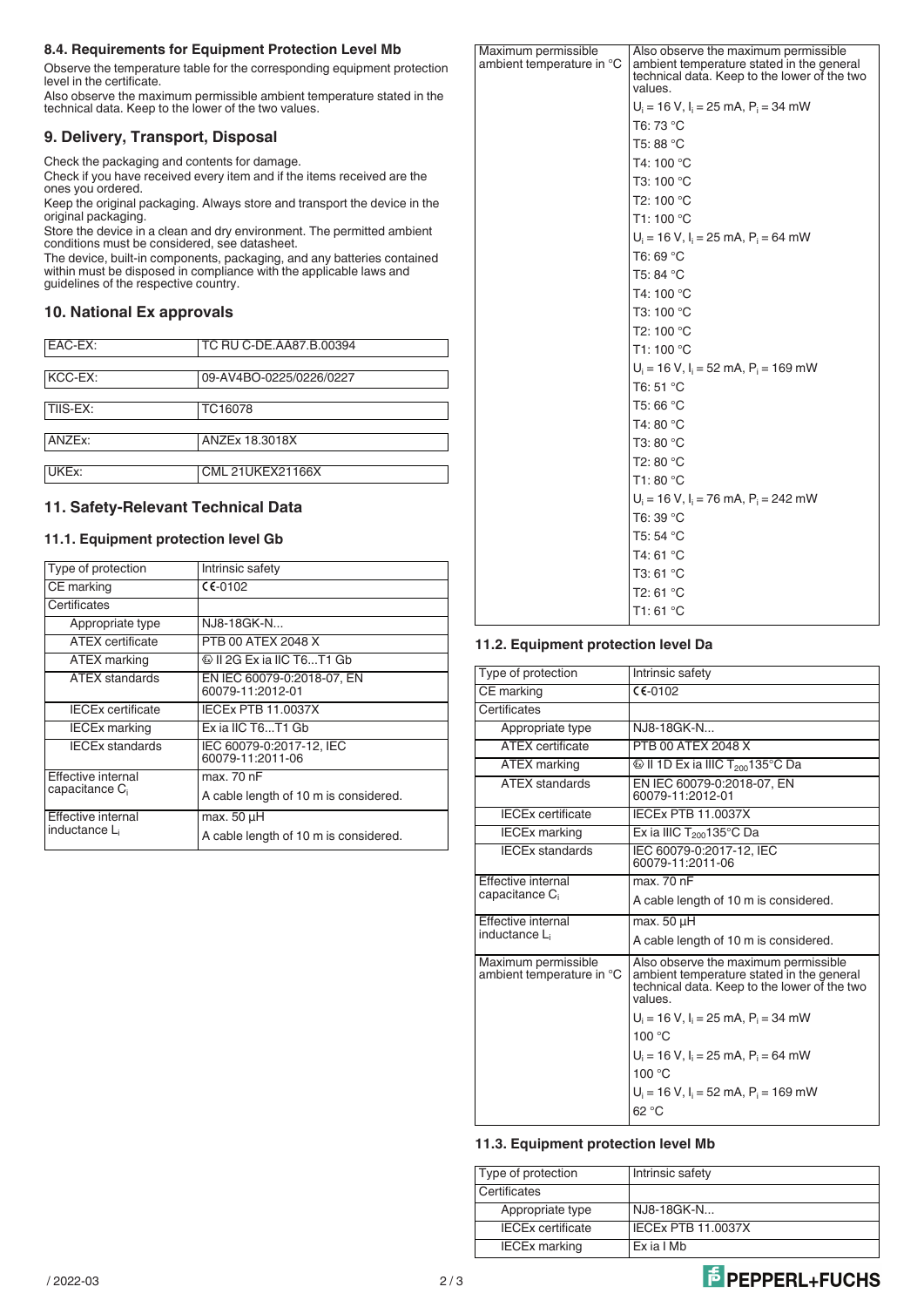### 8.4. Requirements for Equipment Protection Level Mb

Observe the temperature table for the corresponding equipment protection level in the certificate.
Also observe the maximum permissible ambient temperature stated in the technical data. Keep to the lower of the two values.

## 9. Delivery, Transport, Disposal

Check the packaging and contents for damage.
Check if you have received every item and if the items received are the ones you ordered.
Keep the original packaging. Always store and transport the device in the original packaging.
Store the device in a clean and dry environment. The permitted ambient conditions must be considered, see datasheet.
The device, built-in components, packaging, and any batteries contained within must be disposed in compliance with the applicable laws and guidelines of the respective country.

## 10. National Ex approvals

| | |
|---|---|
| EAC-EX: | TC RU C-DE.AA87.B.00394 |
| KCC-EX: | 09-AV4BO-0225/0226/0227 |
| TIIS-EX: | TC16078 |
| ANZEx: | ANZEx 18.3018X |
| UKEx: | CML 21UKEX21166X |

## 11. Safety-Relevant Technical Data

### 11.1. Equipment protection level Gb

| | |
|---|---|
| Type of protection | Intrinsic safety |
| CE marking | CE-0102 |
| Certificates | |
| Appropriate type | NJ8-18GK-N... |
| ATEX certificate | PTB 00 ATEX 2048 X |
| ATEX marking | Ex II 2G Ex ia IIC T6...T1 Gb |
| ATEX standards | EN IEC 60079-0:2018-07, EN 60079-11:2012-01 |
| IECEx certificate | IECEx PTB 11.0037X |
| IECEx marking | Ex ia IIC T6...T1 Gb |
| IECEx standards | IEC 60079-0:2017-12, IEC 60079-11:2011-06 |
| Effective internal capacitance $C_i$ | max. 70 nF<br>A cable length of 10 m is considered. |
| Effective internal inductance $L_i$ | max. 50 µH<br>A cable length of 10 m is considered. |
| Maximum permissible ambient temperature in °C | Also observe the maximum permissible ambient temperature stated in the general technical data. Keep to the lower of the two values.<br>$U_i$ = 16 V, $I_i$ = 25 mA, $P_i$ = 34 mW<br>T6: 73 °C<br>T5: 88 °C<br>T4: 100 °C<br>T3: 100 °C<br>T2: 100 °C<br>T1: 100 °C<br>$U_i$ = 16 V, $I_i$ = 25 mA, $P_i$ = 64 mW<br>T6: 69 °C<br>T5: 84 °C<br>T4: 100 °C<br>T3: 100 °C<br>T2: 100 °C<br>T1: 100 °C<br>$U_i$ = 16 V, $I_i$ = 52 mA, $P_i$ = 169 mW<br>T6: 51 °C<br>T5: 66 °C<br>T4: 80 °C<br>T3: 80 °C<br>T2: 80 °C<br>T1: 80 °C<br>$U_i$ = 16 V, $I_i$ = 76 mA, $P_i$ = 242 mW<br>T6: 39 °C<br>T5: 54 °C<br>T4: 61 °C<br>T3: 61 °C<br>T2: 61 °C<br>T1: 61 °C |

### 11.2. Equipment protection level Da

| | |
|---|---|
| Type of protection | Intrinsic safety |
| CE marking | CE-0102 |
| Certificates | |
| Appropriate type | NJ8-18GK-N... |
| ATEX certificate | PTB 00 ATEX 2048 X |
| ATEX marking | Ex II 1D Ex ia IIIC $T_{200}$135°C Da |
| ATEX standards | EN IEC 60079-0:2018-07, EN 60079-11:2012-01 |
| IECEx certificate | IECEx PTB 11.0037X |
| IECEx marking | Ex ia IIIC $T_{200}$135°C Da |
| IECEx standards | IEC 60079-0:2017-12, IEC 60079-11:2011-06 |
| Effective internal capacitance $C_i$ | max. 70 nF<br>A cable length of 10 m is considered. |
| Effective internal inductance $L_i$ | max. 50 µH<br>A cable length of 10 m is considered. |
| Maximum permissible ambient temperature in °C | Also observe the maximum permissible ambient temperature stated in the general technical data. Keep to the lower of the two values.<br>$U_i$ = 16 V, $I_i$ = 25 mA, $P_i$ = 34 mW<br>100 °C<br>$U_i$ = 16 V, $I_i$ = 25 mA, $P_i$ = 64 mW<br>100 °C<br>$U_i$ = 16 V, $I_i$ = 52 mA, $P_i$ = 169 mW<br>62 °C |

### 11.3. Equipment protection level Mb

| | |
|---|---|
| Type of protection | Intrinsic safety |
| Certificates | |
| Appropriate type | NJ8-18GK-N... |
| IECEx certificate | IECEx PTB 11.0037X |
| IECEx marking | Ex ia I Mb |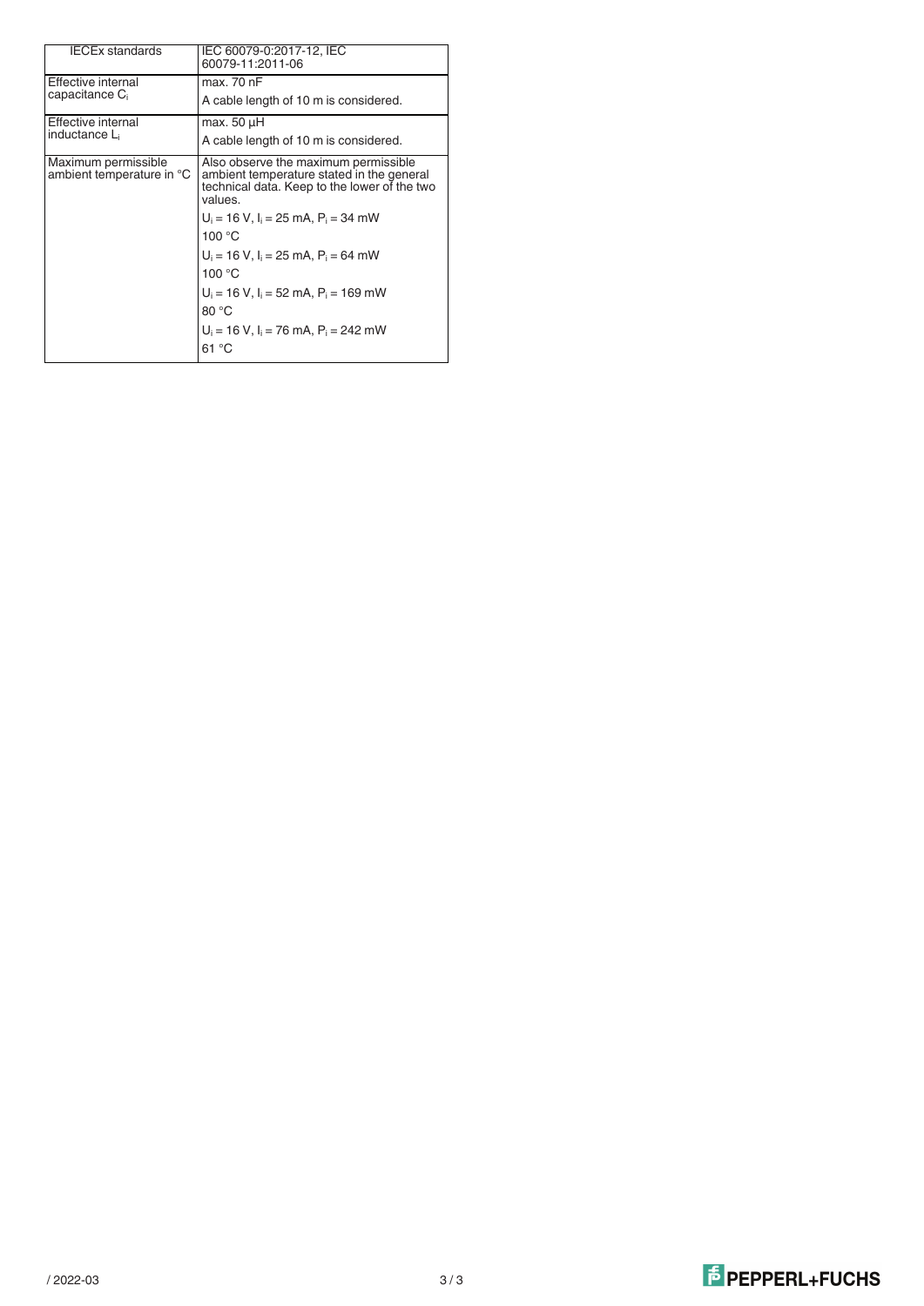| | |
|---|---|
| IECEx standards | IEC 60079-0:2017-12, IEC 60079-11:2011-06 |
| Effective internal capacitance $C_i$ | max. 70 nF<br>A cable length of 10 m is considered. |
| Effective internal inductance $L_i$ | max. 50 µH<br>A cable length of 10 m is considered. |
| Maximum permissible ambient temperature in °C | Also observe the maximum permissible ambient temperature stated in the general technical data. Keep to the lower of the two values.<br>$U_i$ = 16 V, $I_i$ = 25 mA, $P_i$ = 34 mW<br>100 °C<br>$U_i$ = 16 V, $I_i$ = 25 mA, $P_i$ = 64 mW<br>100 °C<br>$U_i$ = 16 V, $I_i$ = 52 mA, $P_i$ = 169 mW<br>80 °C<br>$U_i$ = 16 V, $I_i$ = 76 mA, $P_i$ = 242 mW<br>61 °C |